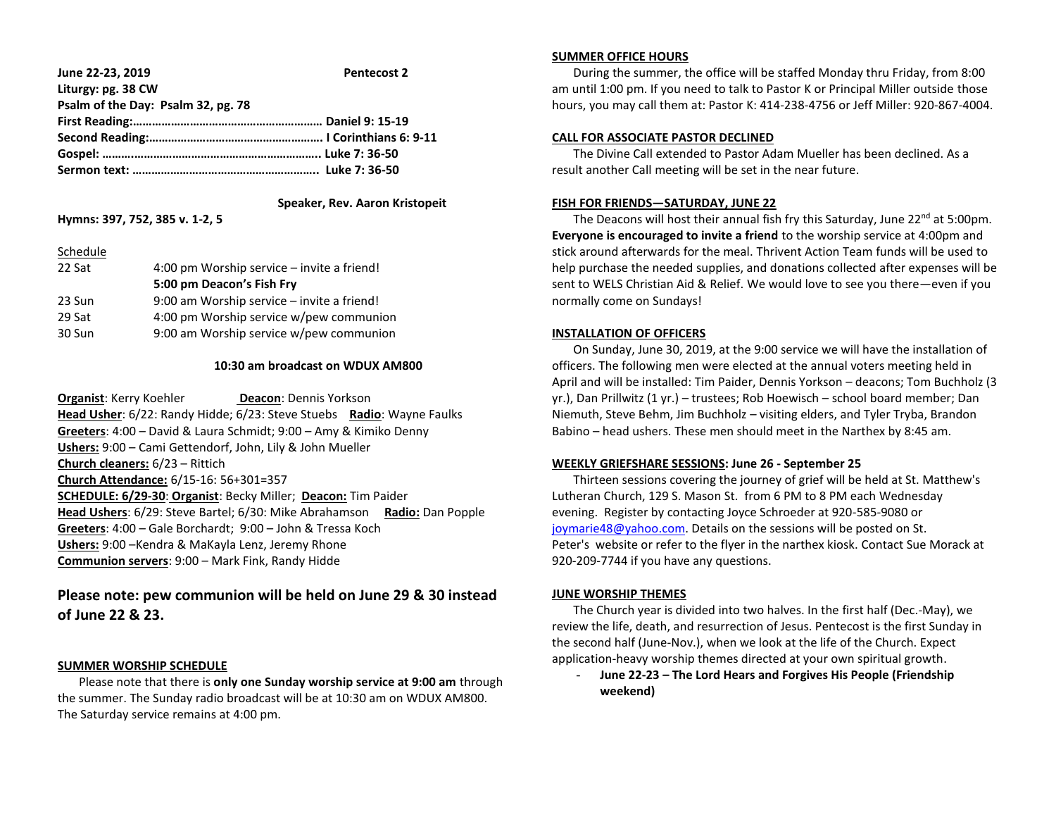**June 22-23, 2019** **Pentecost 2**

**Liturgy: pg. 38 CW**

**Psalm of the Day: Psalm 32, pg. 78**

**First Reading:…………………………………………………… Daniel 9: 15-19**

**Second Reading:………………………………………………. I Corinthians 6: 9-11**

**Gospel: ……..…………………………………………………….. Luke 7: 36-50**

**Sermon text: ………………………………………………….. Luke 7: 36-50**

**Speaker, Rev. Aaron Kristopeit**

**Hymns: 397, 752, 385 v. 1-2, 5**

Schedule

| | |
|---|---|
| 22 Sat | 4:00 pm Worship service – invite a friend! |
| | **5:00 pm Deacon's Fish Fry** |
| 23 Sun | 9:00 am Worship service – invite a friend! |
| 29 Sat | 4:00 pm Worship service w/pew communion |
| 30 Sun | 9:00 am Worship service w/pew communion |

**10:30 am broadcast on WDUX AM800**

**Organist**: Kerry Koehler **Deacon**: Dennis Yorkson

**Head Usher**: 6/22: Randy Hidde; 6/23: Steve Stuebs **Radio**: Wayne Faulks

**Greeters**: 4:00 – David & Laura Schmidt; 9:00 – Amy & Kimiko Denny

**Ushers:** 9:00 – Cami Gettendorf, John, Lily & John Mueller

**Church cleaners:** 6/23 – Rittich

**Church Attendance:** 6/15-16: 56+301=357

**SCHEDULE: 6/29-30**: **Organist**: Becky Miller; **Deacon:** Tim Paider

**Head Ushers**: 6/29: Steve Bartel; 6/30: Mike Abrahamson **Radio:** Dan Popple

**Greeters**: 4:00 – Gale Borchardt; 9:00 – John & Tressa Koch

**Ushers:** 9:00 –Kendra & MaKayla Lenz, Jeremy Rhone

**Communion servers**: 9:00 – Mark Fink, Randy Hidde

## Please note: pew communion will be held on June 29 & 30 instead of June 22 & 23.

**SUMMER WORSHIP SCHEDULE**

Please note that there is **only one Sunday worship service at 9:00 am** through the summer. The Sunday radio broadcast will be at 10:30 am on WDUX AM800. The Saturday service remains at 4:00 pm.

**SUMMER OFFICE HOURS**

During the summer, the office will be staffed Monday thru Friday, from 8:00 am until 1:00 pm. If you need to talk to Pastor K or Principal Miller outside those hours, you may call them at: Pastor K: 414-238-4756 or Jeff Miller: 920-867-4004.

**CALL FOR ASSOCIATE PASTOR DECLINED**

The Divine Call extended to Pastor Adam Mueller has been declined. As a result another Call meeting will be set in the near future.

**FISH FOR FRIENDS—SATURDAY, JUNE 22**

The Deacons will host their annual fish fry this Saturday, June 22nd at 5:00pm. **Everyone is encouraged to invite a friend** to the worship service at 4:00pm and stick around afterwards for the meal. Thrivent Action Team funds will be used to help purchase the needed supplies, and donations collected after expenses will be sent to WELS Christian Aid & Relief. We would love to see you there—even if you normally come on Sundays!

**INSTALLATION OF OFFICERS**

On Sunday, June 30, 2019, at the 9:00 service we will have the installation of officers. The following men were elected at the annual voters meeting held in April and will be installed: Tim Paider, Dennis Yorkson – deacons; Tom Buchholz (3 yr.), Dan Prillwitz (1 yr.) – trustees; Rob Hoewisch – school board member; Dan Niemuth, Steve Behm, Jim Buchholz – visiting elders, and Tyler Tryba, Brandon Babino – head ushers. These men should meet in the Narthex by 8:45 am.

**WEEKLY GRIEFSHARE SESSIONS: June 26 - September 25**

Thirteen sessions covering the journey of grief will be held at St. Matthew's Lutheran Church, 129 S. Mason St. from 6 PM to 8 PM each Wednesday evening. Register by contacting Joyce Schroeder at 920-585-9080 or joymarie48@yahoo.com. Details on the sessions will be posted on St. Peter's website or refer to the flyer in the narthex kiosk. Contact Sue Morack at 920-209-7744 if you have any questions.

**JUNE WORSHIP THEMES**

The Church year is divided into two halves. In the first half (Dec.-May), we review the life, death, and resurrection of Jesus. Pentecost is the first Sunday in the second half (June-Nov.), when we look at the life of the Church. Expect application-heavy worship themes directed at your own spiritual growth.

- **June 22-23 – The Lord Hears and Forgives His People (Friendship weekend)**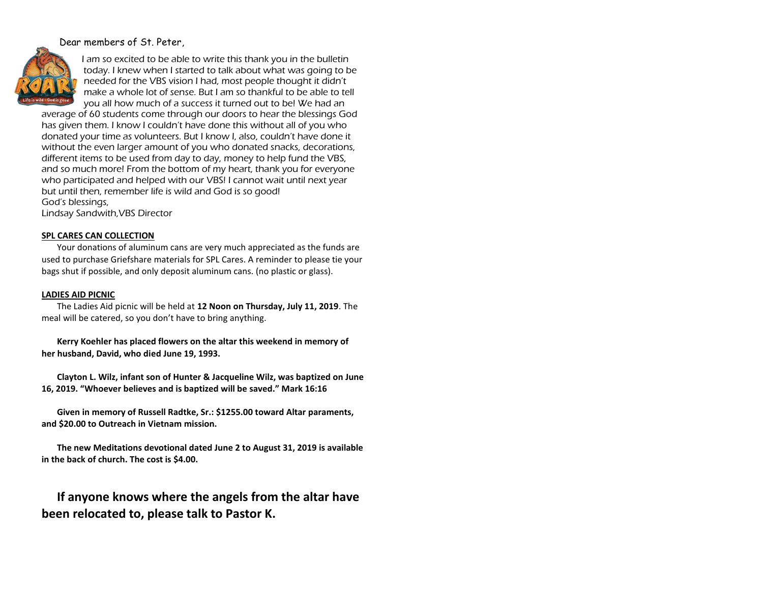Dear members of St. Peter,

*I am so excited to be able to write this thank you in the bulletin today. I knew when I started to talk about what was going to be needed for the VBS vision I had, most people thought it didn't make a whole lot of sense. But I am so thankful to be able to tell you all how much of a success it turned out to be! We had an average of 60 students come through our doors to hear the blessings God has given them. I know I couldn't have done this without all of you who donated your time as volunteers. But I know I, also, couldn't have done it without the even larger amount of you who donated snacks, decorations, different items to be used from day to day, money to help fund the VBS, and so much more! From the bottom of my heart, thank you for everyone who participated and helped with our VBS! I cannot wait until next year but until then, remember life is wild and God is so good!*

*God's blessings,*

*Lindsay Sandwith,VBS Director*

**SPL CARES CAN COLLECTION**

Your donations of aluminum cans are very much appreciated as the funds are used to purchase Griefshare materials for SPL Cares. A reminder to please tie your bags shut if possible, and only deposit aluminum cans. (no plastic or glass).

**LADIES AID PICNIC**

The Ladies Aid picnic will be held at **12 Noon on Thursday, July 11, 2019**. The meal will be catered, so you don't have to bring anything.

**Kerry Koehler has placed flowers on the altar this weekend in memory of her husband, David, who died June 19, 1993.**

**Clayton L. Wilz, infant son of Hunter & Jacqueline Wilz, was baptized on June 16, 2019. "Whoever believes and is baptized will be saved." Mark 16:16**

**Given in memory of Russell Radtke, Sr.: $1255.00 toward Altar paraments, and $20.00 to Outreach in Vietnam mission.**

**The new Meditations devotional dated June 2 to August 31, 2019 is available in the back of church. The cost is $4.00.**

**If anyone knows where the angels from the altar have been relocated to, please talk to Pastor K.**